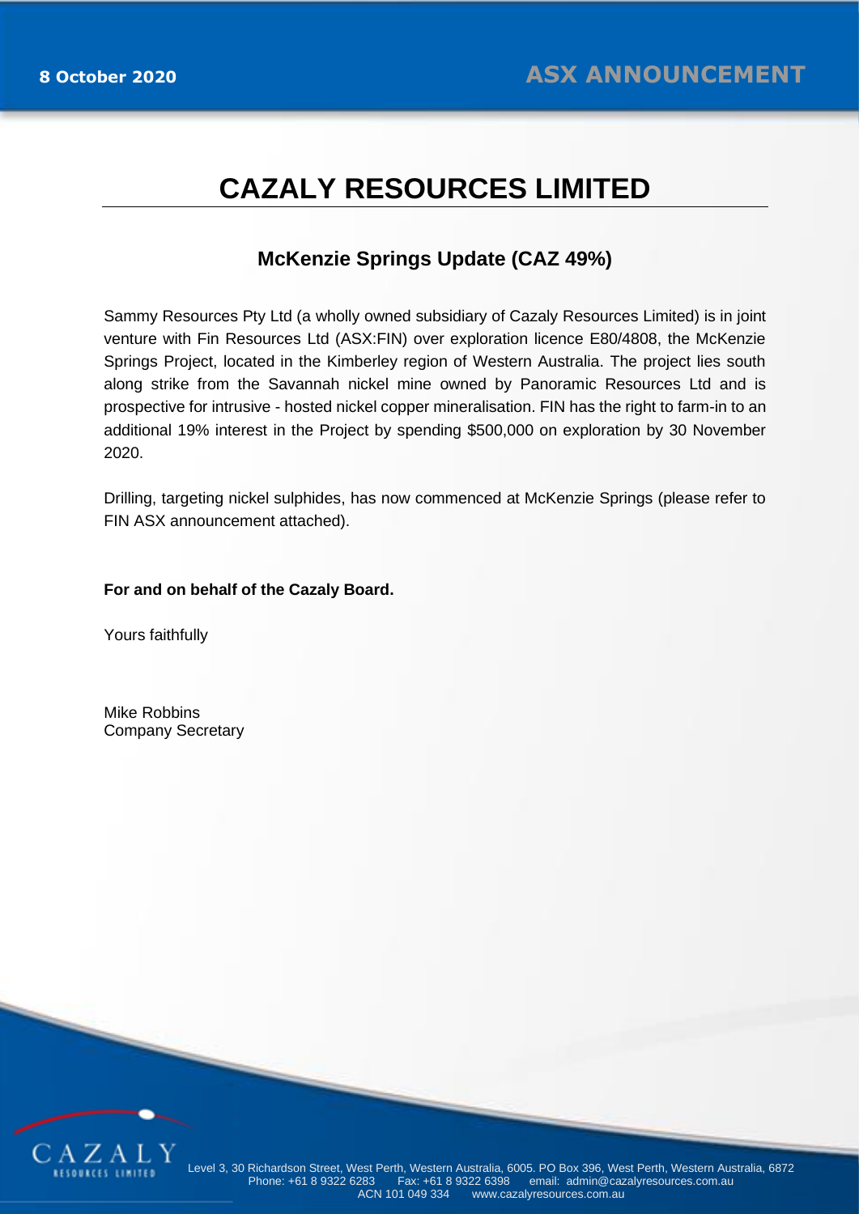8 October 2020

**ASX ANNOUNCEMENT**

# CAZALY RESOURCES LIMITED

## McKenzie Springs Update (CAZ 49%)

Sammy Resources Pty Ltd (a wholly owned subsidiary of Cazaly Resources Limited) is in joint venture with Fin Resources Ltd (ASX:FIN) over exploration licence E80/4808, the McKenzie Springs Project, located in the Kimberley region of Western Australia. The project lies south along strike from the Savannah nickel mine owned by Panoramic Resources Ltd and is prospective for intrusive - hosted nickel copper mineralisation. FIN has the right to farm-in to an additional 19% interest in the Project by spending $500,000 on exploration by 30 November 2020.

Drilling, targeting nickel sulphides, has now commenced at McKenzie Springs (please refer to FIN ASX announcement attached).

**For and on behalf of the Cazaly Board.**

Yours faithfully

Mike Robbins
Company Secretary

Level 3, 30 Richardson Street, West Perth, Western Australia, 6005. PO Box 396, West Perth, Western Australia, 6872
Phone: +61 8 9322 6283 Fax: +61 8 9322 6398 email: admin@cazalyresources.com.au
ACN 101 049 334 www.cazalyresources.com.au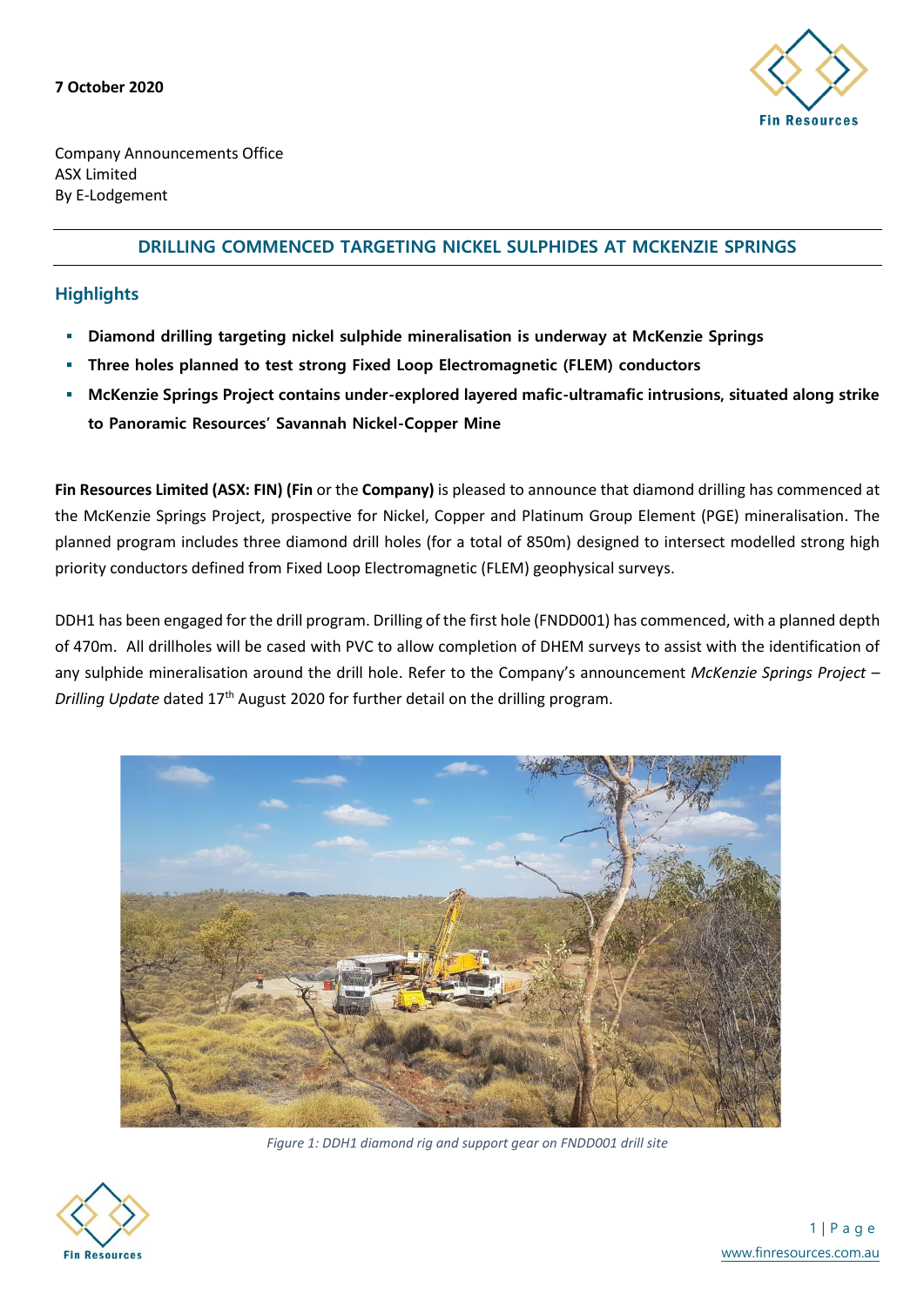7 October 2020

Company Announcements Office
ASX Limited
By E-Lodgement

## DRILLING COMMENCED TARGETING NICKEL SULPHIDES AT MCKENZIE SPRINGS

### Highlights

- **Diamond drilling targeting nickel sulphide mineralisation is underway at McKenzie Springs**
- **Three holes planned to test strong Fixed Loop Electromagnetic (FLEM) conductors**
- **McKenzie Springs Project contains under-explored layered mafic-ultramafic intrusions, situated along strike to Panoramic Resources' Savannah Nickel-Copper Mine**

**Fin Resources Limited (ASX: FIN) (Fin** or the **Company)** is pleased to announce that diamond drilling has commenced at the McKenzie Springs Project, prospective for Nickel, Copper and Platinum Group Element (PGE) mineralisation. The planned program includes three diamond drill holes (for a total of 850m) designed to intersect modelled strong high priority conductors defined from Fixed Loop Electromagnetic (FLEM) geophysical surveys.

DDH1 has been engaged for the drill program. Drilling of the first hole (FNDD001) has commenced, with a planned depth of 470m. All drillholes will be cased with PVC to allow completion of DHEM surveys to assist with the identification of any sulphide mineralisation around the drill hole. Refer to the Company's announcement *McKenzie Springs Project – Drilling Update* dated 17th August 2020 for further detail on the drilling program.

*Figure 1: DDH1 diamond rig and support gear on FNDD001 drill site*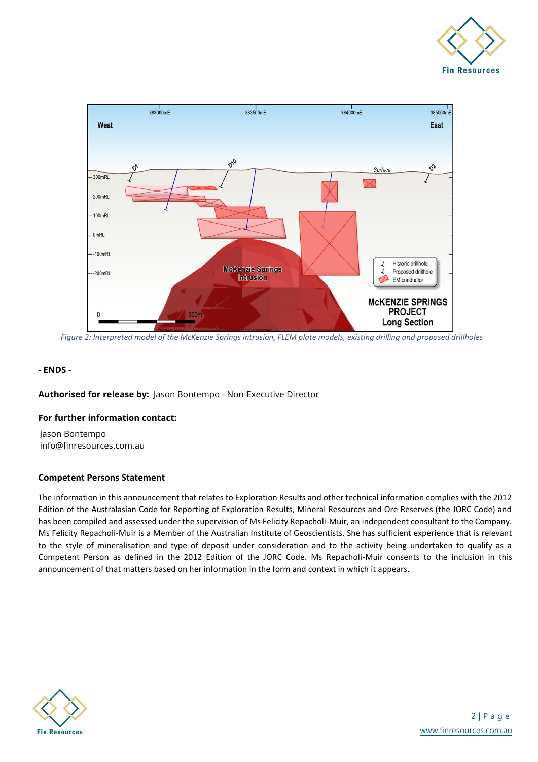West

East

383000mE

383500mE

384000mE

385000mE

D1

D10

Surface

D2

300mRL

200mRL

100mRL

0mRL

-100mRL

-200mRL

McKenzie Springs Intrusion

Historic drillhole

Proposed drillhole

EM conductor

0

500m

McKENZIE SPRINGS PROJECT Long Section

*Figure 2: Interpreted model of the McKenzie Springs intrusion, FLEM plate models, existing drilling and proposed drillholes*

**- ENDS -**

**Authorised for release by:** Jason Bontempo - Non-Executive Director

**For further information contact:**

Jason Bontempo
info@finresources.com.au

**Competent Persons Statement**

The information in this announcement that relates to Exploration Results and other technical information complies with the 2012 Edition of the Australasian Code for Reporting of Exploration Results, Mineral Resources and Ore Reserves (the JORC Code) and has been compiled and assessed under the supervision of Ms Felicity Repacholi-Muir, an independent consultant to the Company. Ms Felicity Repacholi-Muir is a Member of the Australian Institute of Geoscientists. She has sufficient experience that is relevant to the style of mineralisation and type of deposit under consideration and to the activity being undertaken to qualify as a Competent Person as defined in the 2012 Edition of the JORC Code. Ms Repacholi-Muir consents to the inclusion in this announcement of that matters based on her information in the form and context in which it appears.